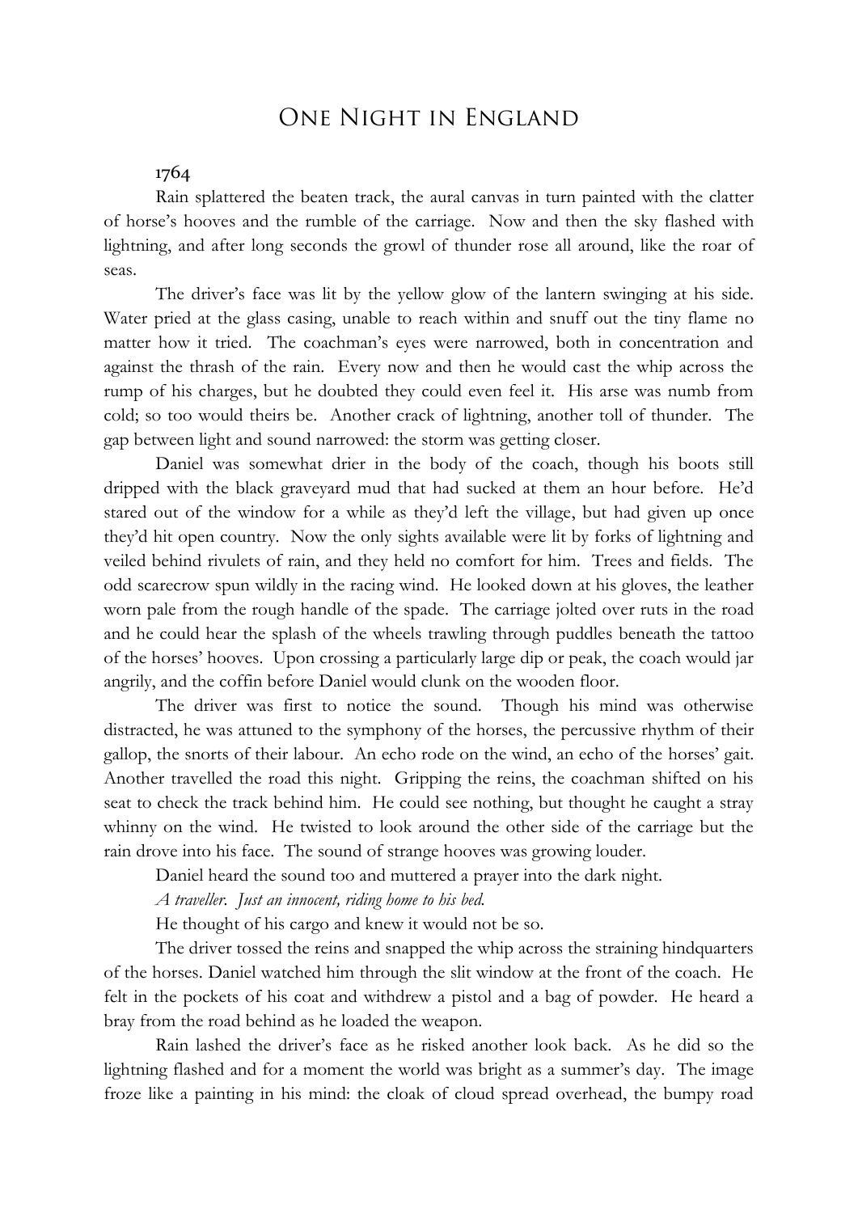# One Night in England

**1764**

Rain splattered the beaten track, the aural canvas in turn painted with the clatter of horse's hooves and the rumble of the carriage. Now and then the sky flashed with lightning, and after long seconds the growl of thunder rose all around, like the roar of seas.

The driver's face was lit by the yellow glow of the lantern swinging at his side. Water pried at the glass casing, unable to reach within and snuff out the tiny flame no matter how it tried. The coachman's eyes were narrowed, both in concentration and against the thrash of the rain. Every now and then he would cast the whip across the rump of his charges, but he doubted they could even feel it. His arse was numb from cold; so too would theirs be. Another crack of lightning, another toll of thunder. The gap between light and sound narrowed: the storm was getting closer.

Daniel was somewhat drier in the body of the coach, though his boots still dripped with the black graveyard mud that had sucked at them an hour before. He'd stared out of the window for a while as they'd left the village, but had given up once they'd hit open country. Now the only sights available were lit by forks of lightning and veiled behind rivulets of rain, and they held no comfort for him. Trees and fields. The odd scarecrow spun wildly in the racing wind. He looked down at his gloves, the leather worn pale from the rough handle of the spade. The carriage jolted over ruts in the road and he could hear the splash of the wheels trawling through puddles beneath the tattoo of the horses' hooves. Upon crossing a particularly large dip or peak, the coach would jar angrily, and the coffin before Daniel would clunk on the wooden floor.

The driver was first to notice the sound. Though his mind was otherwise distracted, he was attuned to the symphony of the horses, the percussive rhythm of their gallop, the snorts of their labour. An echo rode on the wind, an echo of the horses' gait. Another travelled the road this night. Gripping the reins, the coachman shifted on his seat to check the track behind him. He could see nothing, but thought he caught a stray whinny on the wind. He twisted to look around the other side of the carriage but the rain drove into his face. The sound of strange hooves was growing louder.

Daniel heard the sound too and muttered a prayer into the dark night.

*A traveller. Just an innocent, riding home to his bed.*

He thought of his cargo and knew it would not be so.

The driver tossed the reins and snapped the whip across the straining hindquarters of the horses. Daniel watched him through the slit window at the front of the coach. He felt in the pockets of his coat and withdrew a pistol and a bag of powder. He heard a bray from the road behind as he loaded the weapon.

Rain lashed the driver's face as he risked another look back. As he did so the lightning flashed and for a moment the world was bright as a summer's day. The image froze like a painting in his mind: the cloak of cloud spread overhead, the bumpy road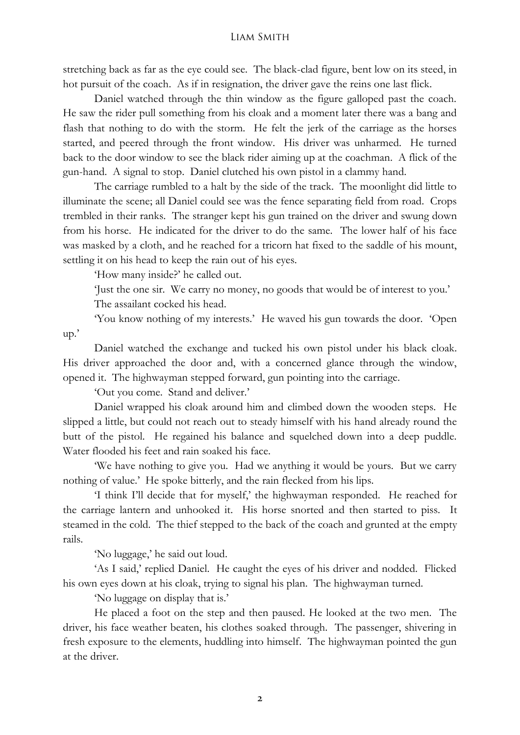stretching back as far as the eye could see. The black-clad figure, bent low on its steed, in hot pursuit of the coach. As if in resignation, the driver gave the reins one last flick.

Daniel watched through the thin window as the figure galloped past the coach. He saw the rider pull something from his cloak and a moment later there was a bang and flash that nothing to do with the storm. He felt the jerk of the carriage as the horses started, and peered through the front window. His driver was unharmed. He turned back to the door window to see the black rider aiming up at the coachman. A flick of the gun-hand. A signal to stop. Daniel clutched his own pistol in a clammy hand.

The carriage rumbled to a halt by the side of the track. The moonlight did little to illuminate the scene; all Daniel could see was the fence separating field from road. Crops trembled in their ranks. The stranger kept his gun trained on the driver and swung down from his horse. He indicated for the driver to do the same. The lower half of his face was masked by a cloth, and he reached for a tricorn hat fixed to the saddle of his mount, settling it on his head to keep the rain out of his eyes.

'How many inside?' he called out.

'Just the one sir. We carry no money, no goods that would be of interest to you.'

The assailant cocked his head.

'You know nothing of my interests.' He waved his gun towards the door. 'Open up.'

Daniel watched the exchange and tucked his own pistol under his black cloak. His driver approached the door and, with a concerned glance through the window, opened it. The highwayman stepped forward, gun pointing into the carriage.

'Out you come. Stand and deliver.'

Daniel wrapped his cloak around him and climbed down the wooden steps. He slipped a little, but could not reach out to steady himself with his hand already round the butt of the pistol. He regained his balance and squelched down into a deep puddle. Water flooded his feet and rain soaked his face.

'We have nothing to give you. Had we anything it would be yours. But we carry nothing of value.' He spoke bitterly, and the rain flecked from his lips.

'I think I'll decide that for myself,' the highwayman responded. He reached for the carriage lantern and unhooked it. His horse snorted and then started to piss. It steamed in the cold. The thief stepped to the back of the coach and grunted at the empty rails.

'No luggage,' he said out loud.

'As I said,' replied Daniel. He caught the eyes of his driver and nodded. Flicked his own eyes down at his cloak, trying to signal his plan. The highwayman turned.

'No luggage on display that is.'

He placed a foot on the step and then paused. He looked at the two men. The driver, his face weather beaten, his clothes soaked through. The passenger, shivering in fresh exposure to the elements, huddling into himself. The highwayman pointed the gun at the driver.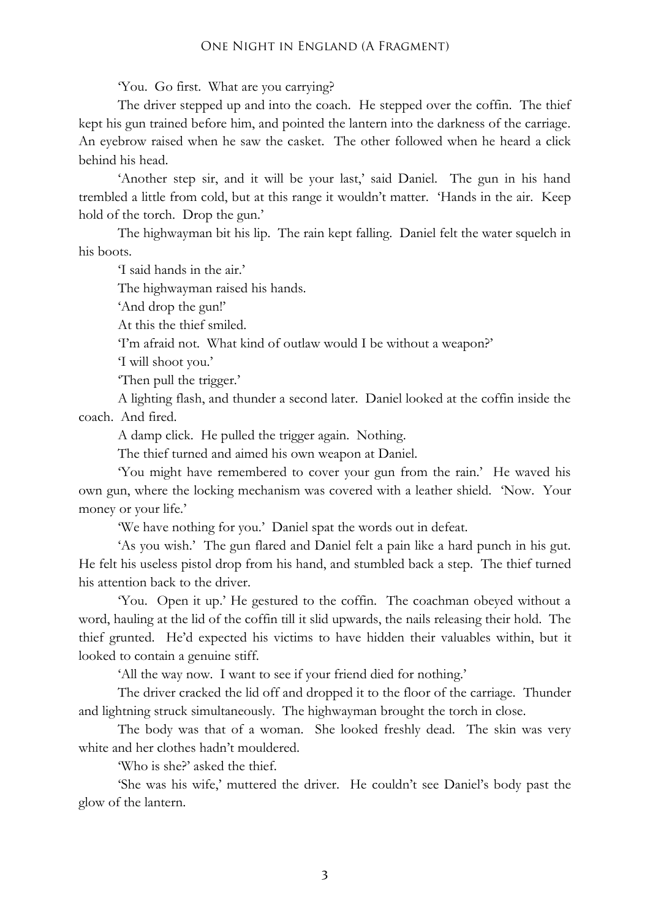'You. Go first. What are you carrying?

The driver stepped up and into the coach. He stepped over the coffin. The thief kept his gun trained before him, and pointed the lantern into the darkness of the carriage. An eyebrow raised when he saw the casket. The other followed when he heard a click behind his head.

'Another step sir, and it will be your last,' said Daniel. The gun in his hand trembled a little from cold, but at this range it wouldn't matter. 'Hands in the air. Keep hold of the torch. Drop the gun.'

The highwayman bit his lip. The rain kept falling. Daniel felt the water squelch in his boots.

'I said hands in the air.'

The highwayman raised his hands.

'And drop the gun!'

At this the thief smiled.

'I'm afraid not. What kind of outlaw would I be without a weapon?'

'I will shoot you.'

'Then pull the trigger.'

A lighting flash, and thunder a second later. Daniel looked at the coffin inside the coach. And fired.

A damp click. He pulled the trigger again. Nothing.

The thief turned and aimed his own weapon at Daniel.

'You might have remembered to cover your gun from the rain.' He waved his own gun, where the locking mechanism was covered with a leather shield. 'Now. Your money or your life.'

'We have nothing for you.' Daniel spat the words out in defeat.

'As you wish.' The gun flared and Daniel felt a pain like a hard punch in his gut. He felt his useless pistol drop from his hand, and stumbled back a step. The thief turned his attention back to the driver.

'You. Open it up.' He gestured to the coffin. The coachman obeyed without a word, hauling at the lid of the coffin till it slid upwards, the nails releasing their hold. The thief grunted. He'd expected his victims to have hidden their valuables within, but it looked to contain a genuine stiff.

'All the way now. I want to see if your friend died for nothing.'

The driver cracked the lid off and dropped it to the floor of the carriage. Thunder and lightning struck simultaneously. The highwayman brought the torch in close.

The body was that of a woman. She looked freshly dead. The skin was very white and her clothes hadn't mouldered.

'Who is she?' asked the thief.

'She was his wife,' muttered the driver. He couldn't see Daniel's body past the glow of the lantern.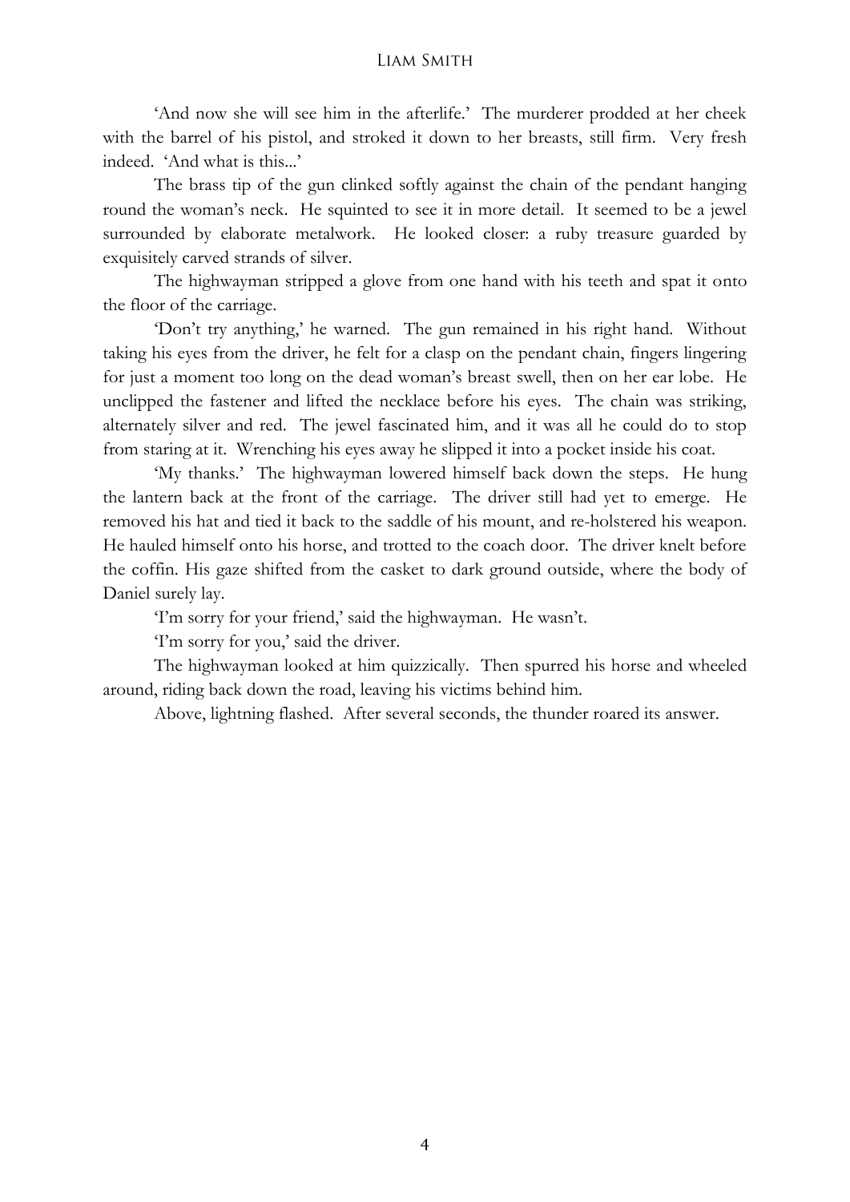'And now she will see him in the afterlife.' The murderer prodded at her cheek with the barrel of his pistol, and stroked it down to her breasts, still firm. Very fresh indeed. 'And what is this...'

The brass tip of the gun clinked softly against the chain of the pendant hanging round the woman's neck. He squinted to see it in more detail. It seemed to be a jewel surrounded by elaborate metalwork. He looked closer: a ruby treasure guarded by exquisitely carved strands of silver.

The highwayman stripped a glove from one hand with his teeth and spat it onto the floor of the carriage.

'Don't try anything,' he warned. The gun remained in his right hand. Without taking his eyes from the driver, he felt for a clasp on the pendant chain, fingers lingering for just a moment too long on the dead woman's breast swell, then on her ear lobe. He unclipped the fastener and lifted the necklace before his eyes. The chain was striking, alternately silver and red. The jewel fascinated him, and it was all he could do to stop from staring at it. Wrenching his eyes away he slipped it into a pocket inside his coat.

'My thanks.' The highwayman lowered himself back down the steps. He hung the lantern back at the front of the carriage. The driver still had yet to emerge. He removed his hat and tied it back to the saddle of his mount, and re-holstered his weapon. He hauled himself onto his horse, and trotted to the coach door. The driver knelt before the coffin. His gaze shifted from the casket to dark ground outside, where the body of Daniel surely lay.

'I'm sorry for your friend,' said the highwayman. He wasn't.

'I'm sorry for you,' said the driver.

The highwayman looked at him quizzically. Then spurred his horse and wheeled around, riding back down the road, leaving his victims behind him.

Above, lightning flashed. After several seconds, the thunder roared its answer.